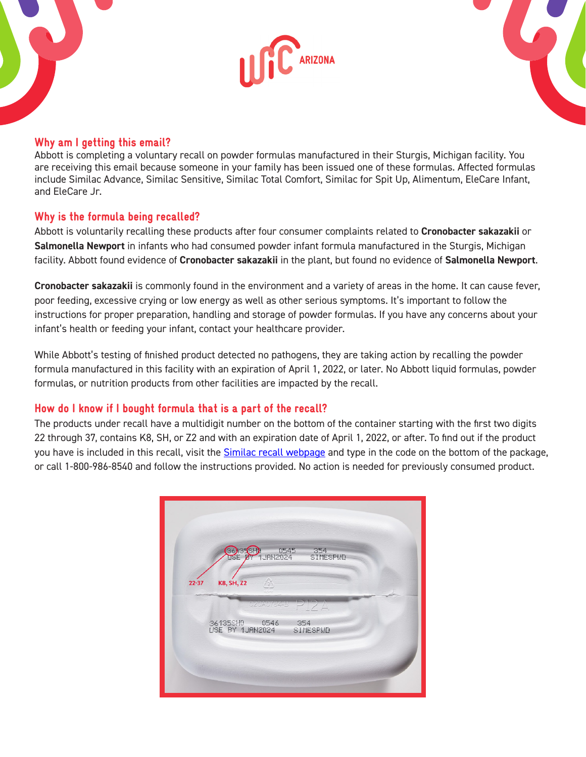WIC ARIZONA

## Why am I getting this email?

Abbott is completing a voluntary recall on powder formulas manufactured in their Sturgis, Michigan facility. You are receiving this email because someone in your family has been issued one of these formulas. Affected formulas include Similac Advance, Similac Sensitive, Similac Total Comfort, Similac for Spit Up, Alimentum, EleCare Infant, and EleCare Jr.

## Why is the formula being recalled?

Abbott is voluntarily recalling these products after four consumer complaints related to **Cronobacter sakazakii** or **Salmonella Newport** in infants who had consumed powder infant formula manufactured in the Sturgis, Michigan facility. Abbott found evidence of **Cronobacter sakazakii** in the plant, but found no evidence of **Salmonella Newport**.

**Cronobacter sakazakii** is commonly found in the environment and a variety of areas in the home. It can cause fever, poor feeding, excessive crying or low energy as well as other serious symptoms. It's important to follow the instructions for proper preparation, handling and storage of powder formulas. If you have any concerns about your infant's health or feeding your infant, contact your healthcare provider.

While Abbott's testing of finished product detected no pathogens, they are taking action by recalling the powder formula manufactured in this facility with an expiration of April 1, 2022, or later. No Abbott liquid formulas, powder formulas, or nutrition products from other facilities are impacted by the recall.

## How do I know if I bought formula that is a part of the recall?

The products under recall have a multidigit number on the bottom of the container starting with the first two digits 22 through 37, contains K8, SH, or Z2 and with an expiration date of April 1, 2022, or after. To find out if the product you have is included in this recall, visit the Similac recall webpage and type in the code on the bottom of the package, or call 1-800-986-8540 and follow the instructions provided. No action is needed for previously consumed product.

22-37

K8, SH, Z2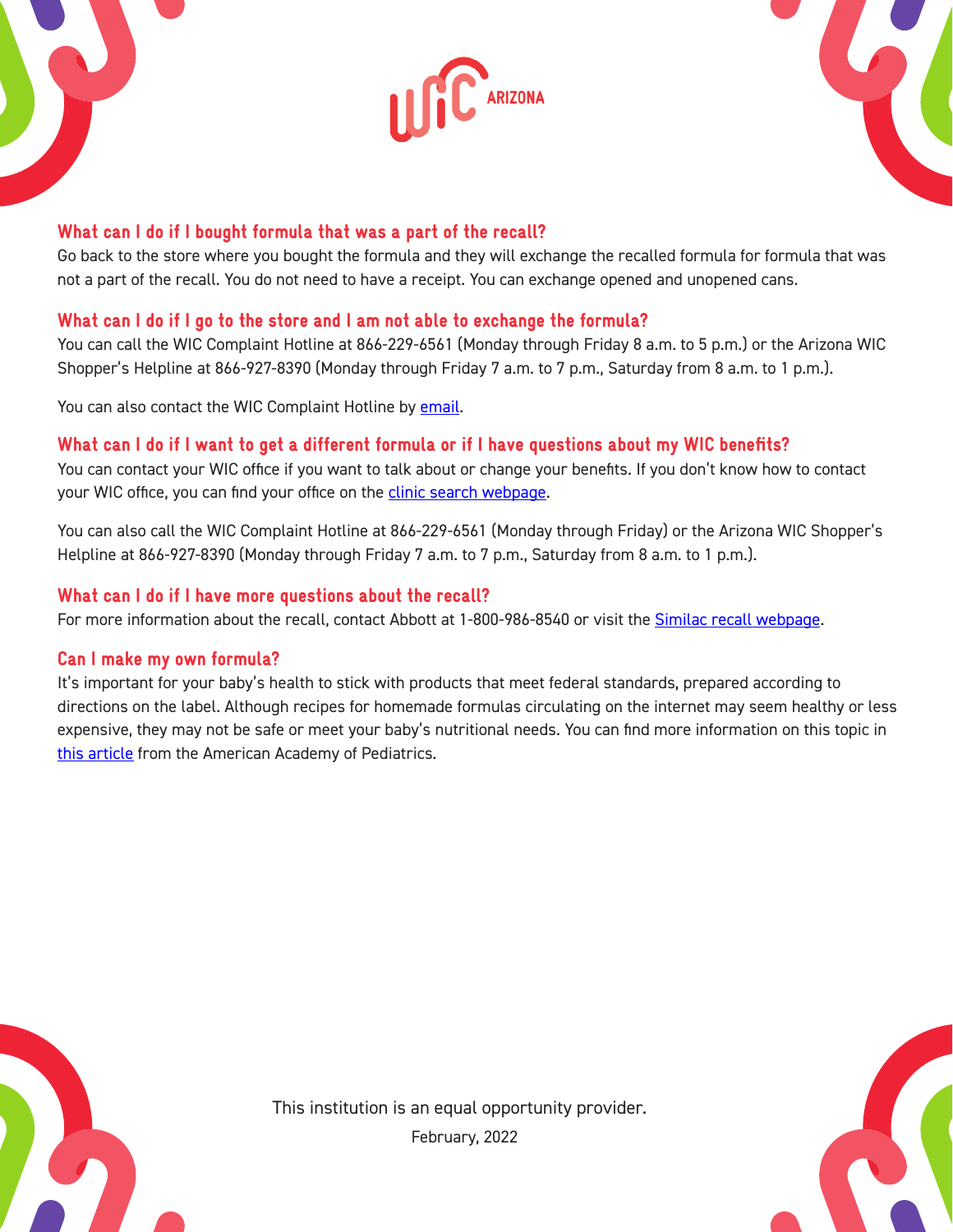## What can I do if I bought formula that was a part of the recall?

Go back to the store where you bought the formula and they will exchange the recalled formula for formula that was not a part of the recall. You do not need to have a receipt. You can exchange opened and unopened cans.

## What can I do if I go to the store and I am not able to exchange the formula?

You can call the WIC Complaint Hotline at 866-229-6561 (Monday through Friday 8 a.m. to 5 p.m.) or the Arizona WIC Shopper's Helpline at 866-927-8390 (Monday through Friday 7 a.m. to 7 p.m., Saturday from 8 a.m. to 1 p.m.).

You can also contact the WIC Complaint Hotline by email.

## What can I do if I want to get a different formula or if I have questions about my WIC benefits?

You can contact your WIC office if you want to talk about or change your benefits. If you don't know how to contact your WIC office, you can find your office on the clinic search webpage.

You can also call the WIC Complaint Hotline at 866-229-6561 (Monday through Friday) or the Arizona WIC Shopper's Helpline at 866-927-8390 (Monday through Friday 7 a.m. to 7 p.m., Saturday from 8 a.m. to 1 p.m.).

## What can I do if I have more questions about the recall?

For more information about the recall, contact Abbott at 1-800-986-8540 or visit the Similac recall webpage.

## Can I make my own formula?

It's important for your baby's health to stick with products that meet federal standards, prepared according to directions on the label. Although recipes for homemade formulas circulating on the internet may seem healthy or less expensive, they may not be safe or meet your baby's nutritional needs. You can find more information on this topic in this article from the American Academy of Pediatrics.

This institution is an equal opportunity provider.

February, 2022